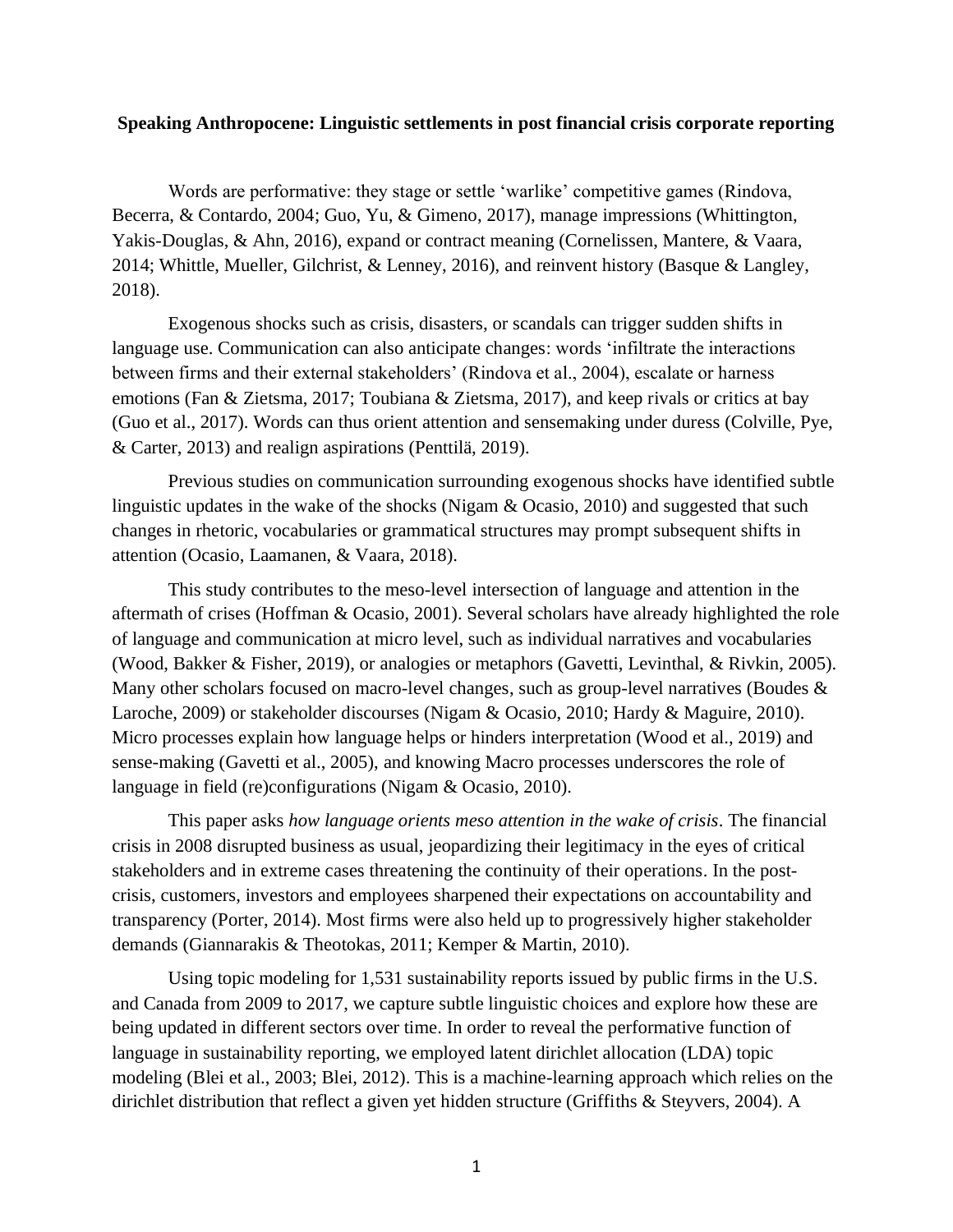**Speaking Anthropocene: Linguistic settlements in post financial crisis corporate reporting**

Words are performative: they stage or settle 'warlike' competitive games (Rindova, Becerra, & Contardo, 2004; Guo, Yu, & Gimeno, 2017), manage impressions (Whittington, Yakis-Douglas, & Ahn, 2016), expand or contract meaning (Cornelissen, Mantere, & Vaara, 2014; Whittle, Mueller, Gilchrist, & Lenney, 2016), and reinvent history (Basque & Langley, 2018).

Exogenous shocks such as crisis, disasters, or scandals can trigger sudden shifts in language use. Communication can also anticipate changes: words 'infiltrate the interactions between firms and their external stakeholders' (Rindova et al., 2004), escalate or harness emotions (Fan & Zietsma, 2017; Toubiana & Zietsma, 2017), and keep rivals or critics at bay (Guo et al., 2017). Words can thus orient attention and sensemaking under duress (Colville, Pye, & Carter, 2013) and realign aspirations (Penttilä, 2019).

Previous studies on communication surrounding exogenous shocks have identified subtle linguistic updates in the wake of the shocks (Nigam & Ocasio, 2010) and suggested that such changes in rhetoric, vocabularies or grammatical structures may prompt subsequent shifts in attention (Ocasio, Laamanen, & Vaara, 2018).

This study contributes to the meso-level intersection of language and attention in the aftermath of crises (Hoffman & Ocasio, 2001). Several scholars have already highlighted the role of language and communication at micro level, such as individual narratives and vocabularies (Wood, Bakker & Fisher, 2019), or analogies or metaphors (Gavetti, Levinthal, & Rivkin, 2005). Many other scholars focused on macro-level changes, such as group-level narratives (Boudes & Laroche, 2009) or stakeholder discourses (Nigam & Ocasio, 2010; Hardy & Maguire, 2010). Micro processes explain how language helps or hinders interpretation (Wood et al., 2019) and sense-making (Gavetti et al., 2005), and knowing Macro processes underscores the role of language in field (re)configurations (Nigam & Ocasio, 2010).

This paper asks *how language orients meso attention in the wake of crisis*. The financial crisis in 2008 disrupted business as usual, jeopardizing their legitimacy in the eyes of critical stakeholders and in extreme cases threatening the continuity of their operations. In the post-crisis, customers, investors and employees sharpened their expectations on accountability and transparency (Porter, 2014). Most firms were also held up to progressively higher stakeholder demands (Giannarakis & Theotokas, 2011; Kemper & Martin, 2010).

Using topic modeling for 1,531 sustainability reports issued by public firms in the U.S. and Canada from 2009 to 2017, we capture subtle linguistic choices and explore how these are being updated in different sectors over time. In order to reveal the performative function of language in sustainability reporting, we employed latent dirichlet allocation (LDA) topic modeling (Blei et al., 2003; Blei, 2012). This is a machine-learning approach which relies on the dirichlet distribution that reflect a given yet hidden structure (Griffiths & Steyvers, 2004). A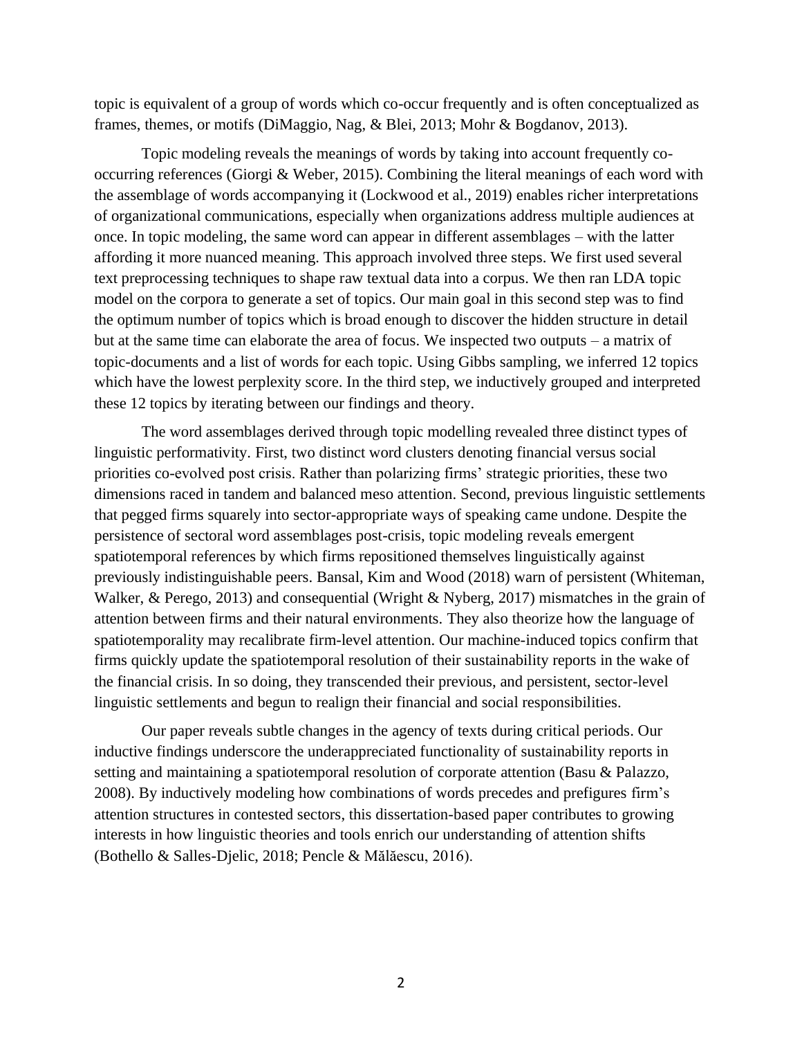topic is equivalent of a group of words which co-occur frequently and is often conceptualized as frames, themes, or motifs (DiMaggio, Nag, & Blei, 2013; Mohr & Bogdanov, 2013).

Topic modeling reveals the meanings of words by taking into account frequently co-occurring references (Giorgi & Weber, 2015). Combining the literal meanings of each word with the assemblage of words accompanying it (Lockwood et al., 2019) enables richer interpretations of organizational communications, especially when organizations address multiple audiences at once. In topic modeling, the same word can appear in different assemblages – with the latter affording it more nuanced meaning. This approach involved three steps. We first used several text preprocessing techniques to shape raw textual data into a corpus. We then ran LDA topic model on the corpora to generate a set of topics. Our main goal in this second step was to find the optimum number of topics which is broad enough to discover the hidden structure in detail but at the same time can elaborate the area of focus. We inspected two outputs – a matrix of topic-documents and a list of words for each topic. Using Gibbs sampling, we inferred 12 topics which have the lowest perplexity score. In the third step, we inductively grouped and interpreted these 12 topics by iterating between our findings and theory.

The word assemblages derived through topic modelling revealed three distinct types of linguistic performativity. First, two distinct word clusters denoting financial versus social priorities co-evolved post crisis. Rather than polarizing firms' strategic priorities, these two dimensions raced in tandem and balanced meso attention. Second, previous linguistic settlements that pegged firms squarely into sector-appropriate ways of speaking came undone. Despite the persistence of sectoral word assemblages post-crisis, topic modeling reveals emergent spatiotemporal references by which firms repositioned themselves linguistically against previously indistinguishable peers. Bansal, Kim and Wood (2018) warn of persistent (Whiteman, Walker, & Perego, 2013) and consequential (Wright & Nyberg, 2017) mismatches in the grain of attention between firms and their natural environments. They also theorize how the language of spatiotemporality may recalibrate firm-level attention. Our machine-induced topics confirm that firms quickly update the spatiotemporal resolution of their sustainability reports in the wake of the financial crisis. In so doing, they transcended their previous, and persistent, sector-level linguistic settlements and begun to realign their financial and social responsibilities.

Our paper reveals subtle changes in the agency of texts during critical periods. Our inductive findings underscore the underappreciated functionality of sustainability reports in setting and maintaining a spatiotemporal resolution of corporate attention (Basu & Palazzo, 2008). By inductively modeling how combinations of words precedes and prefigures firm's attention structures in contested sectors, this dissertation-based paper contributes to growing interests in how linguistic theories and tools enrich our understanding of attention shifts (Bothello & Salles-Djelic, 2018; Pencle & Mălăescu, 2016).